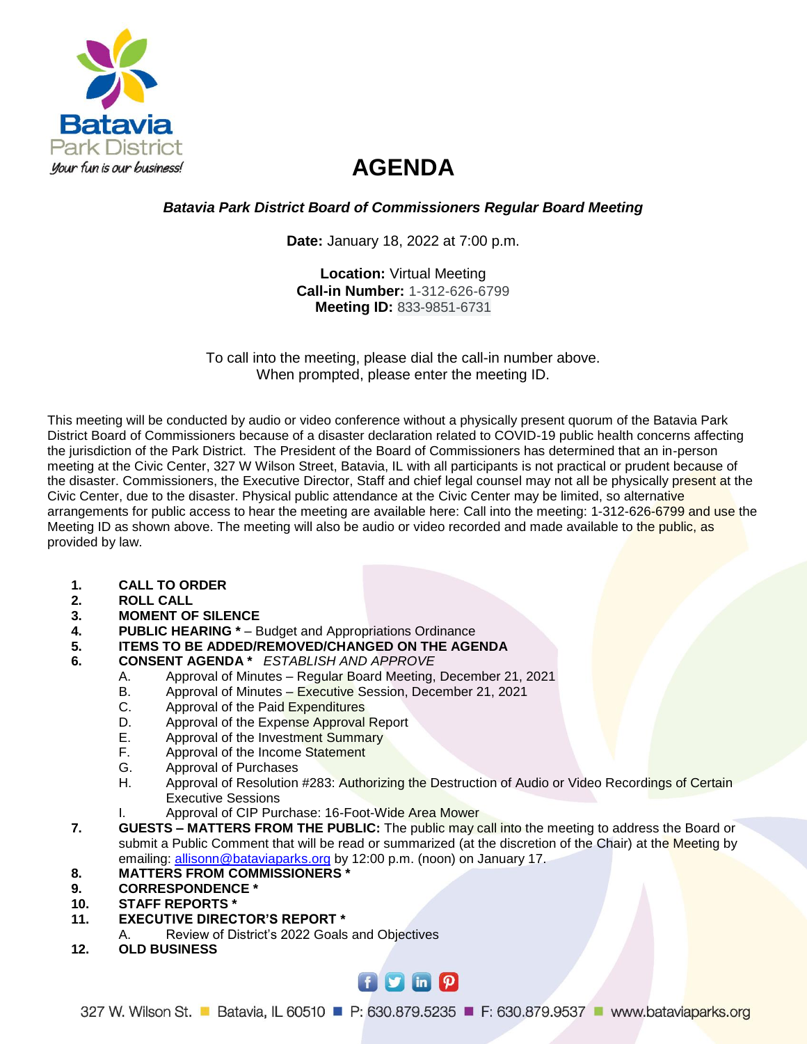Batavia Park District
*Your fun is our business!*

# AGENDA

***Batavia Park District Board of Commissioners Regular Board Meeting***

**Date:** January 18, 2022 at 7:00 p.m.

**Location:** Virtual Meeting
**Call-in Number:** 1-312-626-6799
**Meeting ID:** 833-9851-6731

To call into the meeting, please dial the call-in number above.
When prompted, please enter the meeting ID.

This meeting will be conducted by audio or video conference without a physically present quorum of the Batavia Park District Board of Commissioners because of a disaster declaration related to COVID-19 public health concerns affecting the jurisdiction of the Park District. The President of the Board of Commissioners has determined that an in-person meeting at the Civic Center, 327 W Wilson Street, Batavia, IL with all participants is not practical or prudent because of the disaster. Commissioners, the Executive Director, Staff and chief legal counsel may not all be physically present at the Civic Center, due to the disaster. Physical public attendance at the Civic Center may be limited, so alternative arrangements for public access to hear the meeting are available here: Call into the meeting: 1-312-626-6799 and use the Meeting ID as shown above. The meeting will also be audio or video recorded and made available to the public, as provided by law.

1. **CALL TO ORDER**
2. **ROLL CALL**
3. **MOMENT OF SILENCE**
4. **PUBLIC HEARING *** – Budget and Appropriations Ordinance
5. **ITEMS TO BE ADDED/REMOVED/CHANGED ON THE AGENDA**
6. **CONSENT AGENDA *** *ESTABLISH AND APPROVE*
   A. Approval of Minutes – Regular Board Meeting, December 21, 2021
   B. Approval of Minutes – Executive Session, December 21, 2021
   C. Approval of the Paid Expenditures
   D. Approval of the Expense Approval Report
   E. Approval of the Investment Summary
   F. Approval of the Income Statement
   G. Approval of Purchases
   H. Approval of Resolution #283: Authorizing the Destruction of Audio or Video Recordings of Certain Executive Sessions
   I. Approval of CIP Purchase: 16-Foot-Wide Area Mower
7. **GUESTS – MATTERS FROM THE PUBLIC:** The public may call into the meeting to address the Board or submit a Public Comment that will be read or summarized (at the discretion of the Chair) at the Meeting by emailing: allisonn@bataviaparks.org by 12:00 p.m. (noon) on January 17.
8. **MATTERS FROM COMMISSIONERS ***
9. **CORRESPONDENCE ***
10. **STAFF REPORTS ***
11. **EXECUTIVE DIRECTOR'S REPORT ***
    A. Review of District's 2022 Goals and Objectives
12. **OLD BUSINESS**

327 W. Wilson St. ■ Batavia, IL 60510 ■ P: 630.879.5235 ■ F: 630.879.9537 ■ www.bataviaparks.org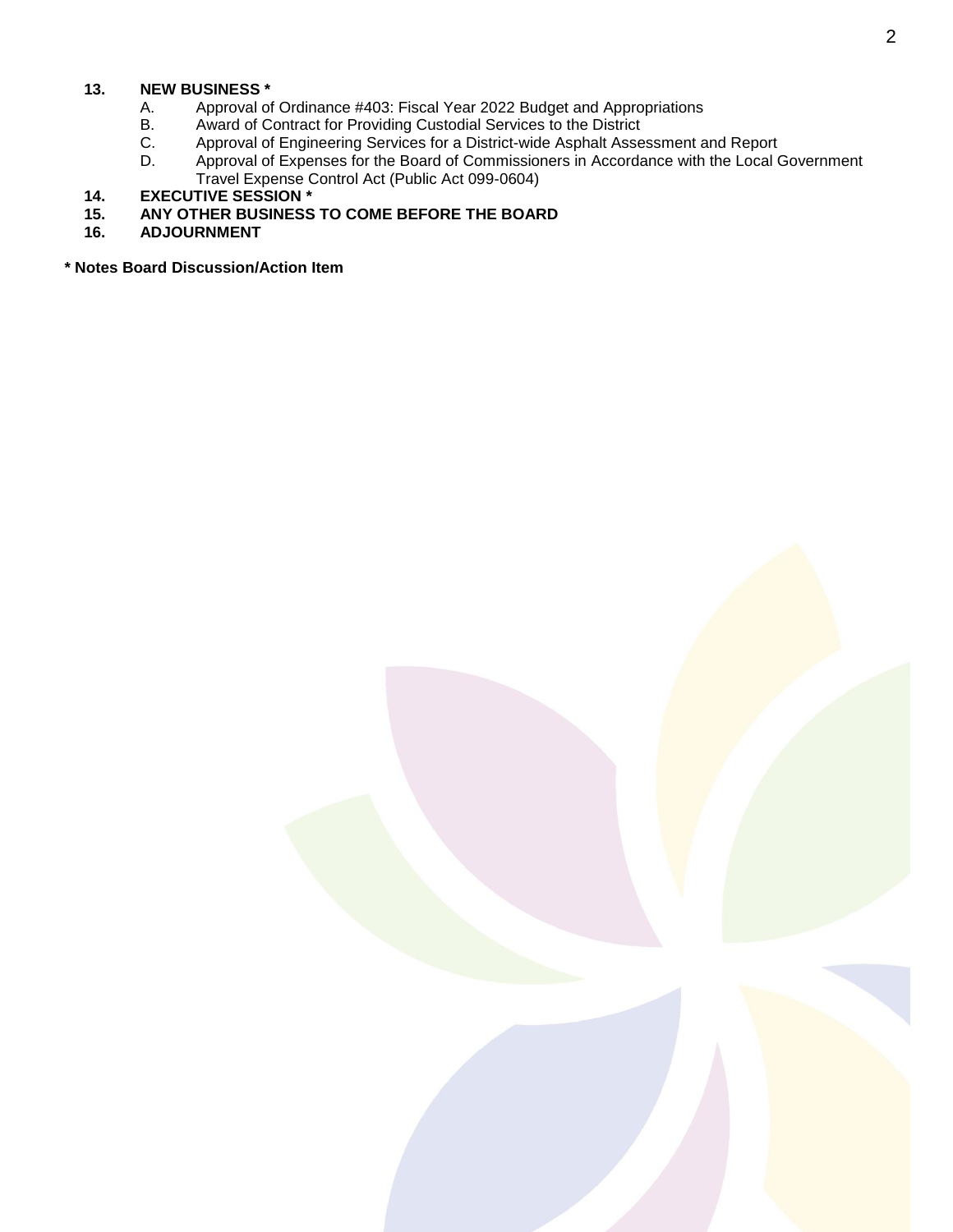**13. NEW BUSINESS ***

- A. Approval of Ordinance #403: Fiscal Year 2022 Budget and Appropriations
- B. Award of Contract for Providing Custodial Services to the District
- C. Approval of Engineering Services for a District-wide Asphalt Assessment and Report
- D. Approval of Expenses for the Board of Commissioners in Accordance with the Local Government Travel Expense Control Act (Public Act 099-0604)

**14. EXECUTIVE SESSION ***

**15. ANY OTHER BUSINESS TO COME BEFORE THE BOARD**

**16. ADJOURNMENT**

**\* Notes Board Discussion/Action Item**